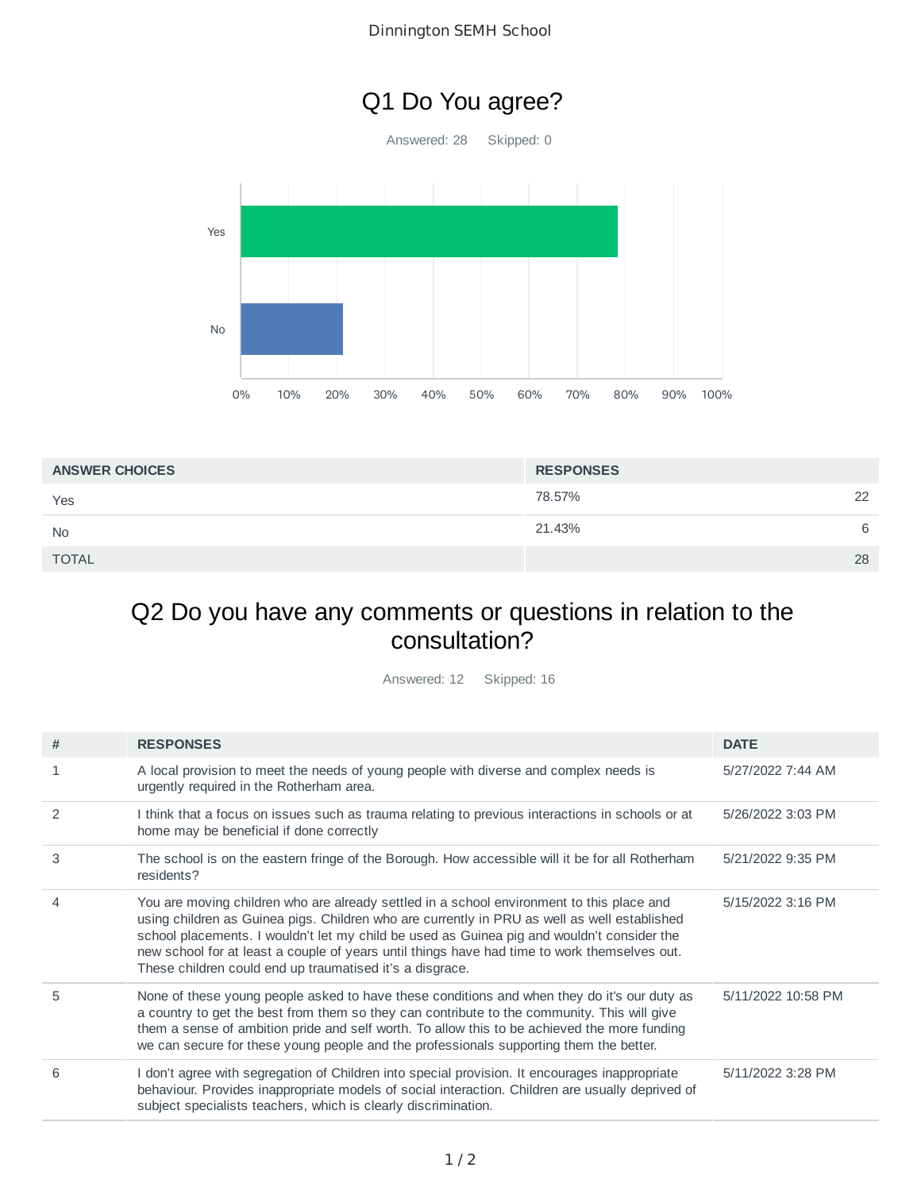Dinnington SEMH School

## Q1 Do You agree?

Answered: 28 Skipped: 0

| ANSWER CHOICES | RESPONSES | |
|---|---|---|
| Yes | 78.57% | 22 |
| No | 21.43% | 6 |
| TOTAL | | 28 |

## Q2 Do you have any comments or questions in relation to the consultation?

Answered: 12 Skipped: 16

| # | RESPONSES | DATE |
|---|---|---|
| 1 | A local provision to meet the needs of young people with diverse and complex needs is urgently required in the Rotherham area. | 5/27/2022 7:44 AM |
| 2 | I think that a focus on issues such as trauma relating to previous interactions in schools or at home may be beneficial if done correctly | 5/26/2022 3:03 PM |
| 3 | The school is on the eastern fringe of the Borough. How accessible will it be for all Rotherham residents? | 5/21/2022 9:35 PM |
| 4 | You are moving children who are already settled in a school environment to this place and using children as Guinea pigs. Children who are currently in PRU as well as well established school placements. I wouldn't let my child be used as Guinea pig and wouldn't consider the new school for at least a couple of years until things have had time to work themselves out. These children could end up traumatised it's a disgrace. | 5/15/2022 3:16 PM |
| 5 | None of these young people asked to have these conditions and when they do it's our duty as a country to get the best from them so they can contribute to the community. This will give them a sense of ambition pride and self worth. To allow this to be achieved the more funding we can secure for these young people and the professionals supporting them the better. | 5/11/2022 10:58 PM |
| 6 | I don't agree with segregation of Children into special provision. It encourages inappropriate behaviour. Provides inappropriate models of social interaction. Children are usually deprived of subject specialists teachers, which is clearly discrimination. | 5/11/2022 3:28 PM |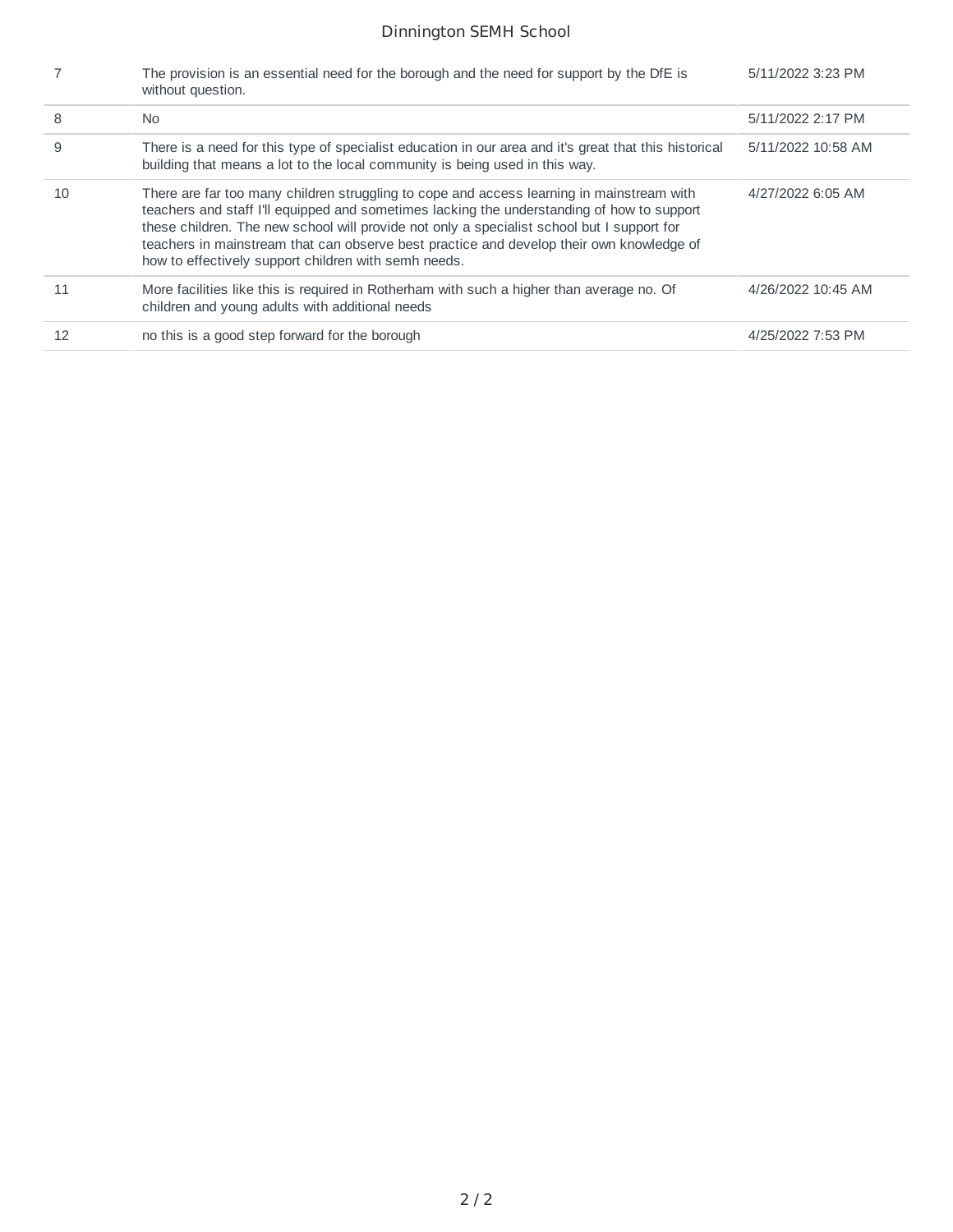| | | |
|---|---|---|
| 7 | The provision is an essential need for the borough and the need for support by the DfE is without question. | 5/11/2022 3:23 PM |
| 8 | No | 5/11/2022 2:17 PM |
| 9 | There is a need for this type of specialist education in our area and it's great that this historical building that means a lot to the local community is being used in this way. | 5/11/2022 10:58 AM |
| 10 | There are far too many children struggling to cope and access learning in mainstream with teachers and staff I'll equipped and sometimes lacking the understanding of how to support these children. The new school will provide not only a specialist school but I support for teachers in mainstream that can observe best practice and develop their own knowledge of how to effectively support children with semh needs. | 4/27/2022 6:05 AM |
| 11 | More facilities like this is required in Rotherham with such a higher than average no. Of children and young adults with additional needs | 4/26/2022 10:45 AM |
| 12 | no this is a good step forward for the borough | 4/25/2022 7:53 PM |